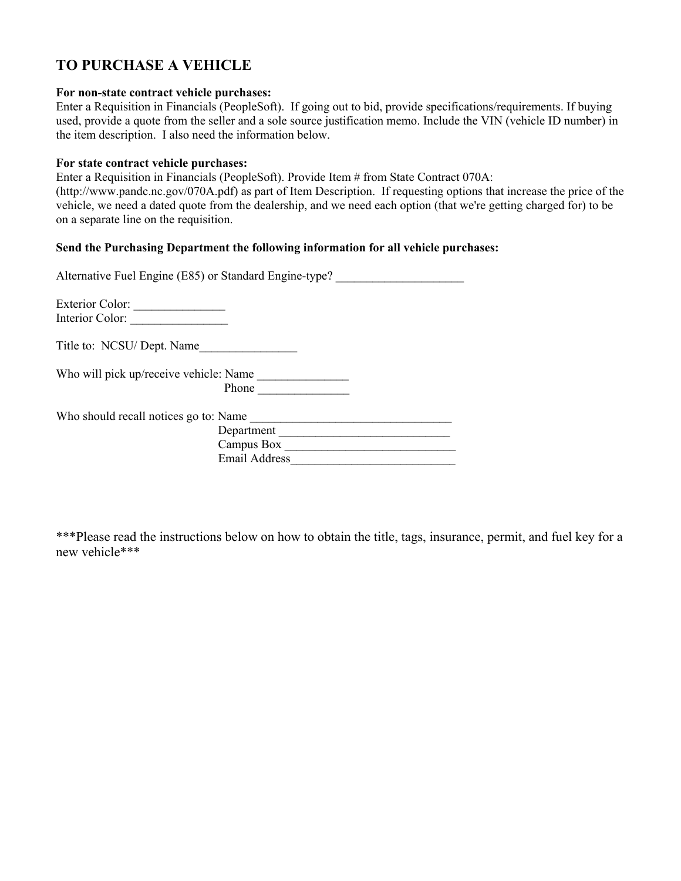# TO PURCHASE A VEHICLE

**For non-state contract vehicle purchases:**
Enter a Requisition in Financials (PeopleSoft). If going out to bid, provide specifications/requirements. If buying used, provide a quote from the seller and a sole source justification memo. Include the VIN (vehicle ID number) in the item description. I also need the information below.

**For state contract vehicle purchases:**
Enter a Requisition in Financials (PeopleSoft). Provide Item # from State Contract 070A: (http://www.pandc.nc.gov/070A.pdf) as part of Item Description. If requesting options that increase the price of the vehicle, we need a dated quote from the dealership, and we need each option (that we're getting charged for) to be on a separate line on the requisition.

**Send the Purchasing Department the following information for all vehicle purchases:**

Alternative Fuel Engine (E85) or Standard Engine-type? _____________________

Exterior Color: _______________
Interior Color: ________________

Title to: NCSU/ Dept. Name________________

Who will pick up/receive vehicle: Name _______________
Phone _______________

Who should recall notices go to: Name __________________________________
Department ____________________________
Campus Box ____________________________
Email Address___________________________

***Please read the instructions below on how to obtain the title, tags, insurance, permit, and fuel key for a new vehicle***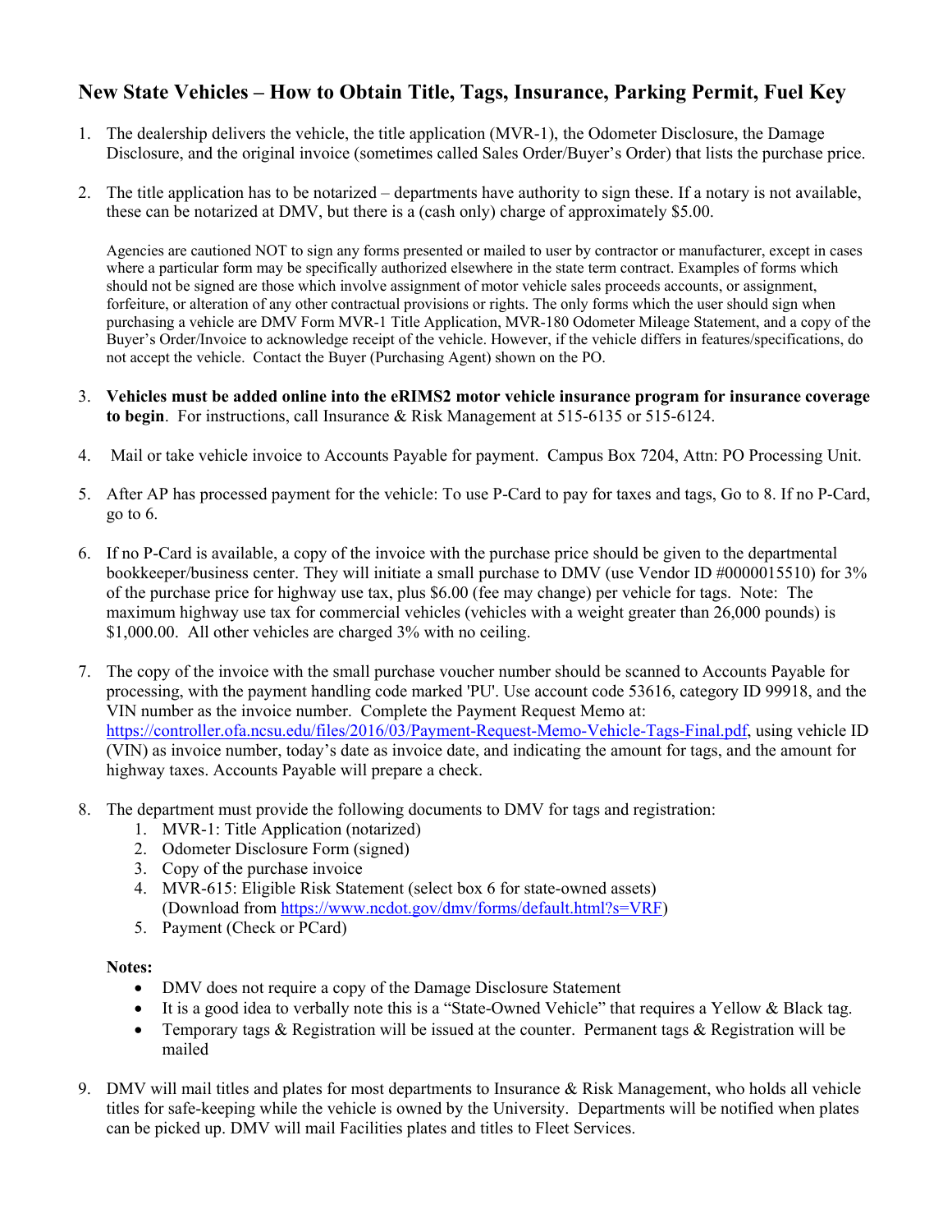# New State Vehicles – How to Obtain Title, Tags, Insurance, Parking Permit, Fuel Key

1. The dealership delivers the vehicle, the title application (MVR-1), the Odometer Disclosure, the Damage Disclosure, and the original invoice (sometimes called Sales Order/Buyer's Order) that lists the purchase price.

2. The title application has to be notarized – departments have authority to sign these. If a notary is not available, these can be notarized at DMV, but there is a (cash only) charge of approximately $5.00.

   Agencies are cautioned NOT to sign any forms presented or mailed to user by contractor or manufacturer, except in cases where a particular form may be specifically authorized elsewhere in the state term contract. Examples of forms which should not be signed are those which involve assignment of motor vehicle sales proceeds accounts, or assignment, forfeiture, or alteration of any other contractual provisions or rights. The only forms which the user should sign when purchasing a vehicle are DMV Form MVR-1 Title Application, MVR-180 Odometer Mileage Statement, and a copy of the Buyer's Order/Invoice to acknowledge receipt of the vehicle. However, if the vehicle differs in features/specifications, do not accept the vehicle. Contact the Buyer (Purchasing Agent) shown on the PO.

3. **Vehicles must be added online into the eRIMS2 motor vehicle insurance program for insurance coverage to begin**. For instructions, call Insurance & Risk Management at 515-6135 or 515-6124.

4. Mail or take vehicle invoice to Accounts Payable for payment. Campus Box 7204, Attn: PO Processing Unit.

5. After AP has processed payment for the vehicle: To use P-Card to pay for taxes and tags, Go to 8. If no P-Card, go to 6.

6. If no P-Card is available, a copy of the invoice with the purchase price should be given to the departmental bookkeeper/business center. They will initiate a small purchase to DMV (use Vendor ID #0000015510) for 3% of the purchase price for highway use tax, plus $6.00 (fee may change) per vehicle for tags. Note: The maximum highway use tax for commercial vehicles (vehicles with a weight greater than 26,000 pounds) is $1,000.00. All other vehicles are charged 3% with no ceiling.

7. The copy of the invoice with the small purchase voucher number should be scanned to Accounts Payable for processing, with the payment handling code marked 'PU'. Use account code 53616, category ID 99918, and the VIN number as the invoice number. Complete the Payment Request Memo at: https://controller.ofa.ncsu.edu/files/2016/03/Payment-Request-Memo-Vehicle-Tags-Final.pdf, using vehicle ID (VIN) as invoice number, today's date as invoice date, and indicating the amount for tags, and the amount for highway taxes. Accounts Payable will prepare a check.

8. The department must provide the following documents to DMV for tags and registration:
   1. MVR-1: Title Application (notarized)
   2. Odometer Disclosure Form (signed)
   3. Copy of the purchase invoice
   4. MVR-615: Eligible Risk Statement (select box 6 for state-owned assets) (Download from https://www.ncdot.gov/dmv/forms/default.html?s=VRF)
   5. Payment (Check or PCard)

   **Notes:**
   - DMV does not require a copy of the Damage Disclosure Statement
   - It is a good idea to verbally note this is a "State-Owned Vehicle" that requires a Yellow & Black tag.
   - Temporary tags & Registration will be issued at the counter. Permanent tags & Registration will be mailed

9. DMV will mail titles and plates for most departments to Insurance & Risk Management, who holds all vehicle titles for safe-keeping while the vehicle is owned by the University. Departments will be notified when plates can be picked up. DMV will mail Facilities plates and titles to Fleet Services.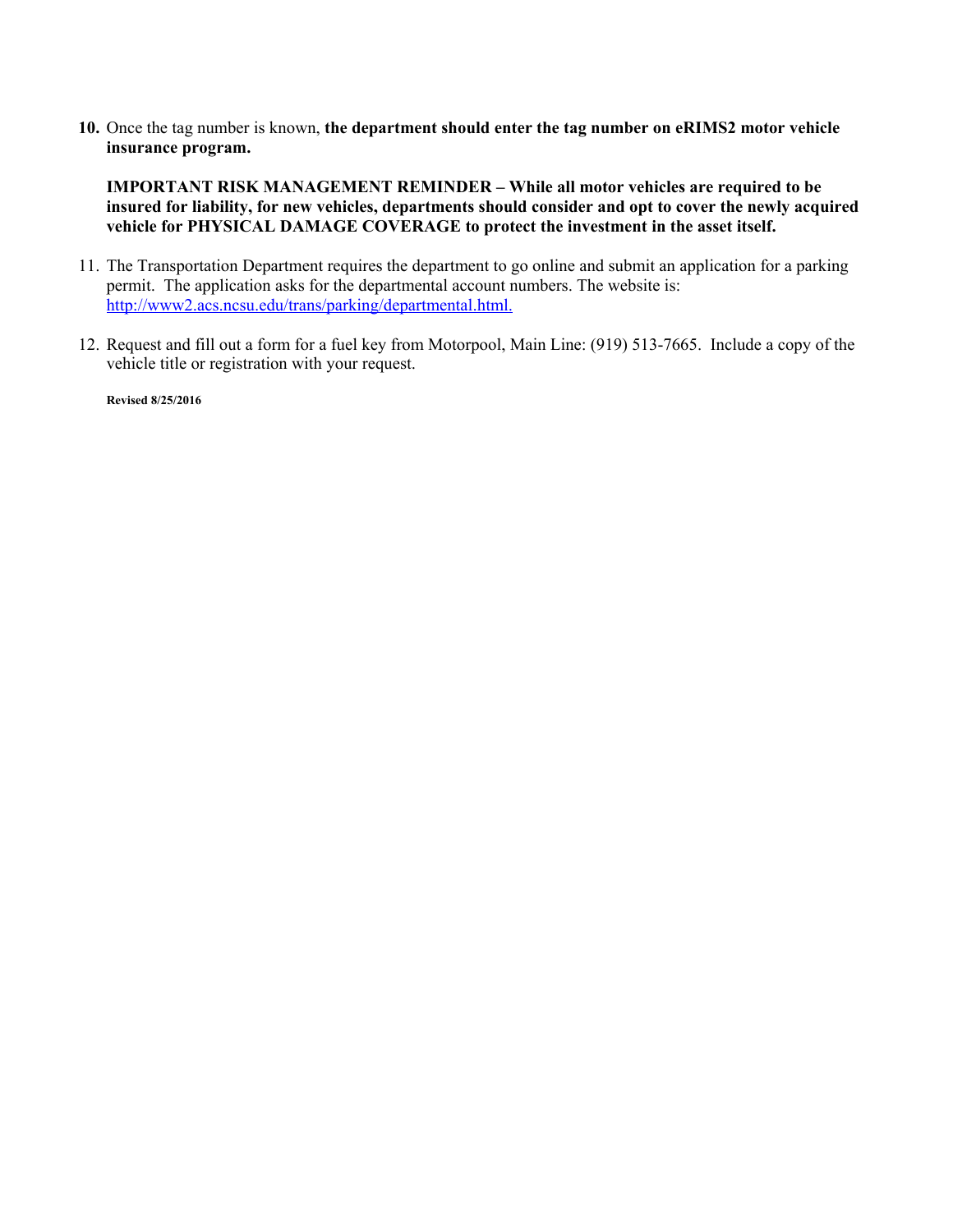10. Once the tag number is known, **the department should enter the tag number on eRIMS2 motor vehicle insurance program.**

    **IMPORTANT RISK MANAGEMENT REMINDER – While all motor vehicles are required to be insured for liability, for new vehicles, departments should consider and opt to cover the newly acquired vehicle for PHYSICAL DAMAGE COVERAGE to protect the investment in the asset itself.**

11. The Transportation Department requires the department to go online and submit an application for a parking permit. The application asks for the departmental account numbers. The website is: [http://www2.acs.ncsu.edu/trans/parking/departmental.html.](http://www2.acs.ncsu.edu/trans/parking/departmental.html)

12. Request and fill out a form for a fuel key from Motorpool, Main Line: (919) 513-7665. Include a copy of the vehicle title or registration with your request.

**Revised 8/25/2016**